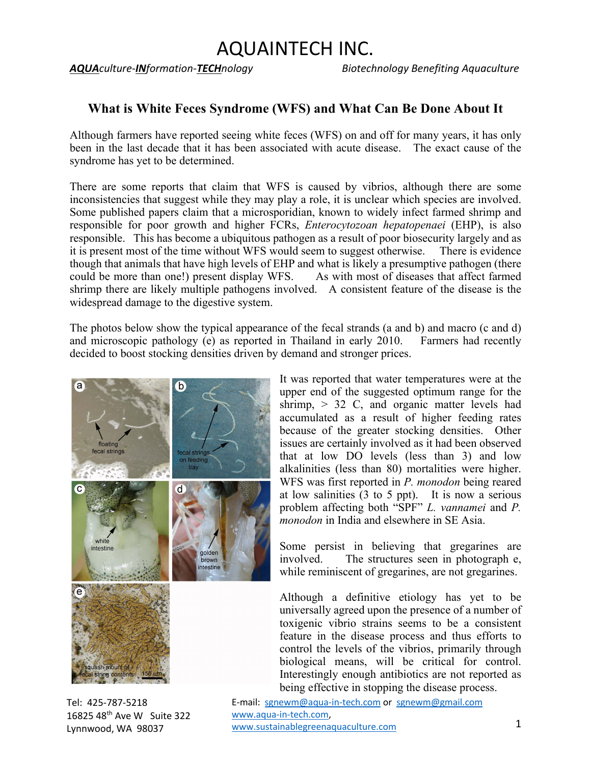# AQUAINTECH INC.

***AQUA**culture-**IN**formation-**TECH**nology* *Biotechnology Benefiting Aquaculture*

## What is White Feces Syndrome (WFS) and What Can Be Done About It

Although farmers have reported seeing white feces (WFS) on and off for many years, it has only been in the last decade that it has been associated with acute disease. The exact cause of the syndrome has yet to be determined.

There are some reports that claim that WFS is caused by vibrios, although there are some inconsistencies that suggest while they may play a role, it is unclear which species are involved. Some published papers claim that a microsporidian, known to widely infect farmed shrimp and responsible for poor growth and higher FCRs, *Enterocytozoan hepatopenaei* (EHP), is also responsible. This has become a ubiquitous pathogen as a result of poor biosecurity largely and as it is present most of the time without WFS would seem to suggest otherwise. There is evidence though that animals that have high levels of EHP and what is likely a presumptive pathogen (there could be more than one!) present display WFS. As with most of diseases that affect farmed shrimp there are likely multiple pathogens involved. A consistent feature of the disease is the widespread damage to the digestive system.

The photos below show the typical appearance of the fecal strands (a and b) and macro (c and d) and microscopic pathology (e) as reported in Thailand in early 2010. Farmers had recently decided to boost stocking densities driven by demand and stronger prices.

It was reported that water temperatures were at the upper end of the suggested optimum range for the shrimp, > 32 C, and organic matter levels had accumulated as a result of higher feeding rates because of the greater stocking densities. Other issues are certainly involved as it had been observed that at low DO levels (less than 3) and low alkalinities (less than 80) mortalities were higher. WFS was first reported in *P. monodon* being reared at low salinities (3 to 5 ppt). It is now a serious problem affecting both "SPF" *L. vannamei* and *P. monodon* in India and elsewhere in SE Asia.

Some persist in believing that gregarines are involved. The structures seen in photograph e, while reminiscent of gregarines, are not gregarines.

Although a definitive etiology has yet to be universally agreed upon the presence of a number of toxigenic vibrio strains seems to be a consistent feature in the disease process and thus efforts to control the levels of the vibrios, primarily through biological means, will be critical for control. Interestingly enough antibiotics are not reported as being effective in stopping the disease process.

Tel: 425-787-5218
16825 48th Ave W Suite 322
Lynnwood, WA 98037

E-mail: sgnewm@aqua-in-tech.com or sgnewm@gmail.com
www.aqua-in-tech.com,
www.sustainablegreenaquaculture.com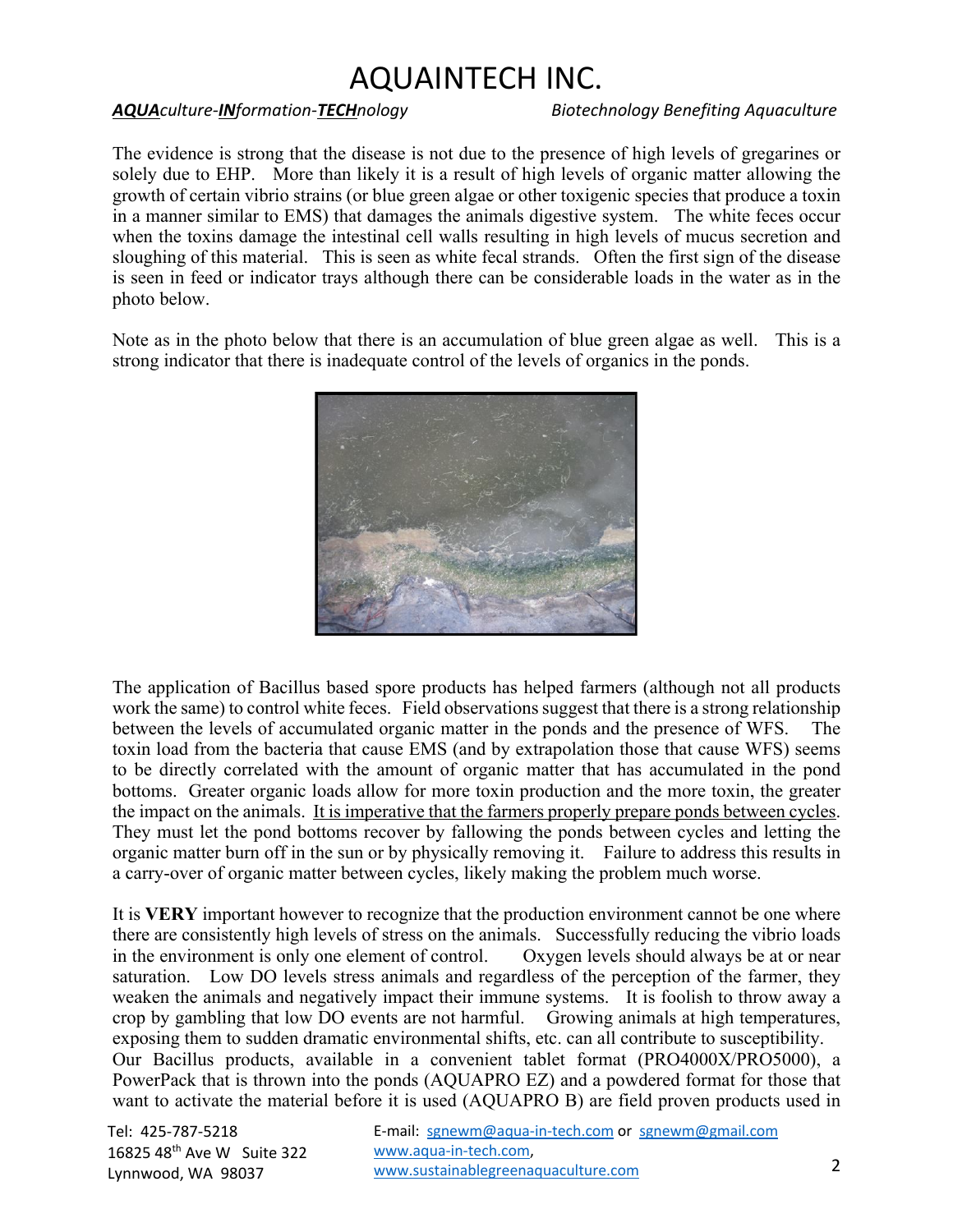The evidence is strong that the disease is not due to the presence of high levels of gregarines or solely due to EHP. More than likely it is a result of high levels of organic matter allowing the growth of certain vibrio strains (or blue green algae or other toxigenic species that produce a toxin in a manner similar to EMS) that damages the animals digestive system. The white feces occur when the toxins damage the intestinal cell walls resulting in high levels of mucus secretion and sloughing of this material. This is seen as white fecal strands. Often the first sign of the disease is seen in feed or indicator trays although there can be considerable loads in the water as in the photo below.

Note as in the photo below that there is an accumulation of blue green algae as well. This is a strong indicator that there is inadequate control of the levels of organics in the ponds.

The application of Bacillus based spore products has helped farmers (although not all products work the same) to control white feces. Field observations suggest that there is a strong relationship between the levels of accumulated organic matter in the ponds and the presence of WFS. The toxin load from the bacteria that cause EMS (and by extrapolation those that cause WFS) seems to be directly correlated with the amount of organic matter that has accumulated in the pond bottoms. Greater organic loads allow for more toxin production and the more toxin, the greater the impact on the animals. <u>It is imperative that the farmers properly prepare ponds between cycles</u>. They must let the pond bottoms recover by fallowing the ponds between cycles and letting the organic matter burn off in the sun or by physically removing it. Failure to address this results in a carry-over of organic matter between cycles, likely making the problem much worse.

It is **VERY** important however to recognize that the production environment cannot be one where there are consistently high levels of stress on the animals. Successfully reducing the vibrio loads in the environment is only one element of control. Oxygen levels should always be at or near saturation. Low DO levels stress animals and regardless of the perception of the farmer, they weaken the animals and negatively impact their immune systems. It is foolish to throw away a crop by gambling that low DO events are not harmful. Growing animals at high temperatures, exposing them to sudden dramatic environmental shifts, etc. can all contribute to susceptibility.
Our Bacillus products, available in a convenient tablet format (PRO4000X/PRO5000), a PowerPack that is thrown into the ponds (AQUAPRO EZ) and a powdered format for those that want to activate the material before it is used (AQUAPRO B) are field proven products used in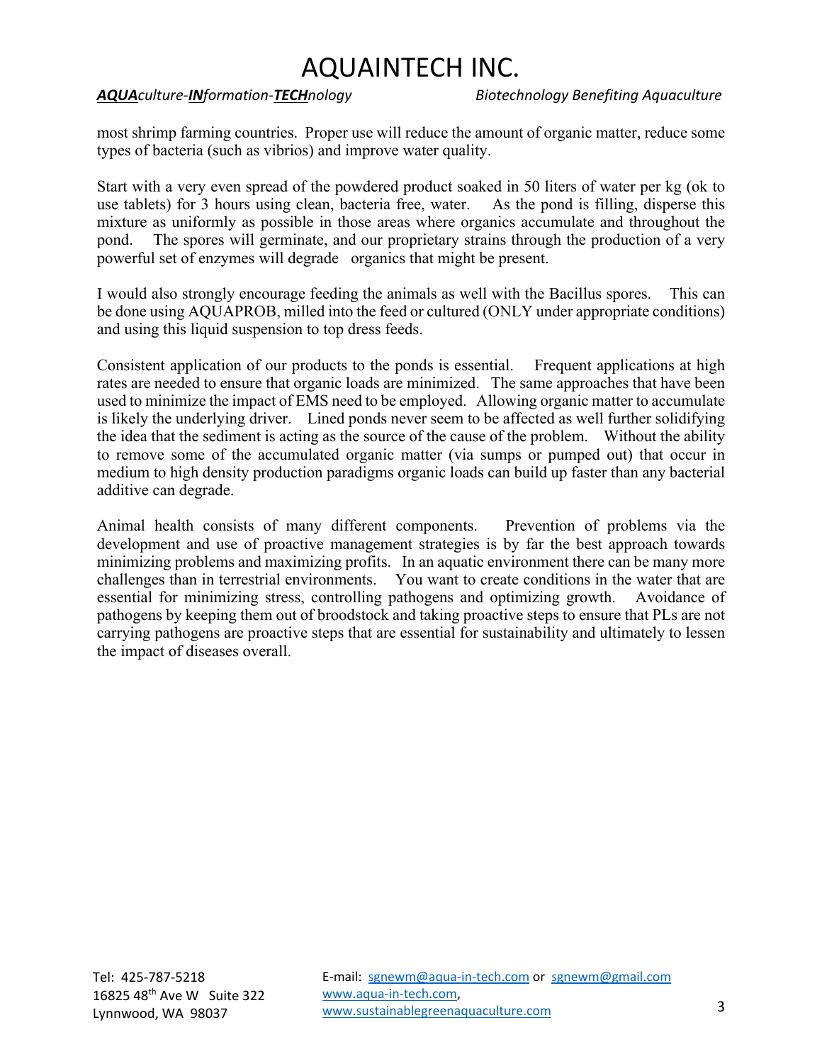most shrimp farming countries. Proper use will reduce the amount of organic matter, reduce some types of bacteria (such as vibrios) and improve water quality.

Start with a very even spread of the powdered product soaked in 50 liters of water per kg (ok to use tablets) for 3 hours using clean, bacteria free, water. As the pond is filling, disperse this mixture as uniformly as possible in those areas where organics accumulate and throughout the pond. The spores will germinate, and our proprietary strains through the production of a very powerful set of enzymes will degrade organics that might be present.

I would also strongly encourage feeding the animals as well with the Bacillus spores. This can be done using AQUAPROB, milled into the feed or cultured (ONLY under appropriate conditions) and using this liquid suspension to top dress feeds.

Consistent application of our products to the ponds is essential. Frequent applications at high rates are needed to ensure that organic loads are minimized. The same approaches that have been used to minimize the impact of EMS need to be employed. Allowing organic matter to accumulate is likely the underlying driver. Lined ponds never seem to be affected as well further solidifying the idea that the sediment is acting as the source of the cause of the problem. Without the ability to remove some of the accumulated organic matter (via sumps or pumped out) that occur in medium to high density production paradigms organic loads can build up faster than any bacterial additive can degrade.

Animal health consists of many different components. Prevention of problems via the development and use of proactive management strategies is by far the best approach towards minimizing problems and maximizing profits. In an aquatic environment there can be many more challenges than in terrestrial environments. You want to create conditions in the water that are essential for minimizing stress, controlling pathogens and optimizing growth. Avoidance of pathogens by keeping them out of broodstock and taking proactive steps to ensure that PLs are not carrying pathogens are proactive steps that are essential for sustainability and ultimately to lessen the impact of diseases overall.